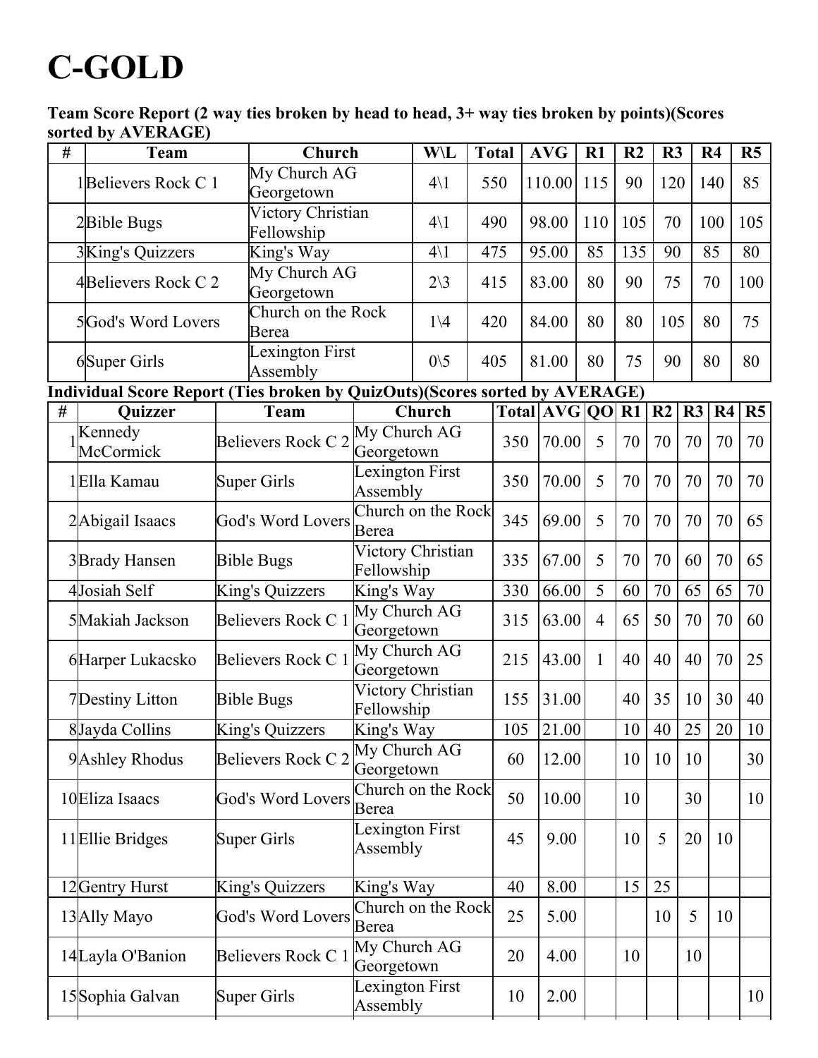# C-GOLD

**Team Score Report (2 way ties broken by head to head, 3+ way ties broken by points)(Scores sorted by AVERAGE)**

| # | Team | Church | W\L | Total | AVG | R1 | R2 | R3 | R4 | R5 |
|---|---|---|---|---|---|---|---|---|---|---|
| 1 | Believers Rock C 1 | My Church AG Georgetown | 4\1 | 550 | 110.00 | 115 | 90 | 120 | 140 | 85 |
| 2 | Bible Bugs | Victory Christian Fellowship | 4\1 | 490 | 98.00 | 110 | 105 | 70 | 100 | 105 |
| 3 | King's Quizzers | King's Way | 4\1 | 475 | 95.00 | 85 | 135 | 90 | 85 | 80 |
| 4 | Believers Rock C 2 | My Church AG Georgetown | 2\3 | 415 | 83.00 | 80 | 90 | 75 | 70 | 100 |
| 5 | God's Word Lovers | Church on the Rock Berea | 1\4 | 420 | 84.00 | 80 | 80 | 105 | 80 | 75 |
| 6 | Super Girls | Lexington First Assembly | 0\5 | 405 | 81.00 | 80 | 75 | 90 | 80 | 80 |

**Individual Score Report (Ties broken by QuizOuts)(Scores sorted by AVERAGE)**

| # | Quizzer | Team | Church | Total | AVG | QO | R1 | R2 | R3 | R4 | R5 |
|---|---|---|---|---|---|---|---|---|---|---|---|
| 1 | Kennedy McCormick | Believers Rock C 2 | My Church AG Georgetown | 350 | 70.00 | 5 | 70 | 70 | 70 | 70 | 70 |
| 1 | Ella Kamau | Super Girls | Lexington First Assembly | 350 | 70.00 | 5 | 70 | 70 | 70 | 70 | 70 |
| 2 | Abigail Isaacs | God's Word Lovers | Church on the Rock Berea | 345 | 69.00 | 5 | 70 | 70 | 70 | 70 | 65 |
| 3 | Brady Hansen | Bible Bugs | Victory Christian Fellowship | 335 | 67.00 | 5 | 70 | 70 | 60 | 70 | 65 |
| 4 | Josiah Self | King's Quizzers | King's Way | 330 | 66.00 | 5 | 60 | 70 | 65 | 65 | 70 |
| 5 | Makiah Jackson | Believers Rock C 1 | My Church AG Georgetown | 315 | 63.00 | 4 | 65 | 50 | 70 | 70 | 60 |
| 6 | Harper Lukacsko | Believers Rock C 1 | My Church AG Georgetown | 215 | 43.00 | 1 | 40 | 40 | 40 | 70 | 25 |
| 7 | Destiny Litton | Bible Bugs | Victory Christian Fellowship | 155 | 31.00 | | 40 | 35 | 10 | 30 | 40 |
| 8 | Jayda Collins | King's Quizzers | King's Way | 105 | 21.00 | | 10 | 40 | 25 | 20 | 10 |
| 9 | Ashley Rhodus | Believers Rock C 2 | My Church AG Georgetown | 60 | 12.00 | | 10 | 10 | 10 | | 30 |
| 10 | Eliza Isaacs | God's Word Lovers | Church on the Rock Berea | 50 | 10.00 | | 10 | | 30 | | 10 |
| 11 | Ellie Bridges | Super Girls | Lexington First Assembly | 45 | 9.00 | | 10 | 5 | 20 | 10 | |
| 12 | Gentry Hurst | King's Quizzers | King's Way | 40 | 8.00 | | 15 | 25 | | | |
| 13 | Ally Mayo | God's Word Lovers | Church on the Rock Berea | 25 | 5.00 | | | 10 | 5 | 10 | |
| 14 | Layla O'Banion | Believers Rock C 1 | My Church AG Georgetown | 20 | 4.00 | | 10 | | 10 | | |
| 15 | Sophia Galvan | Super Girls | Lexington First Assembly | 10 | 2.00 | | | | | | 10 |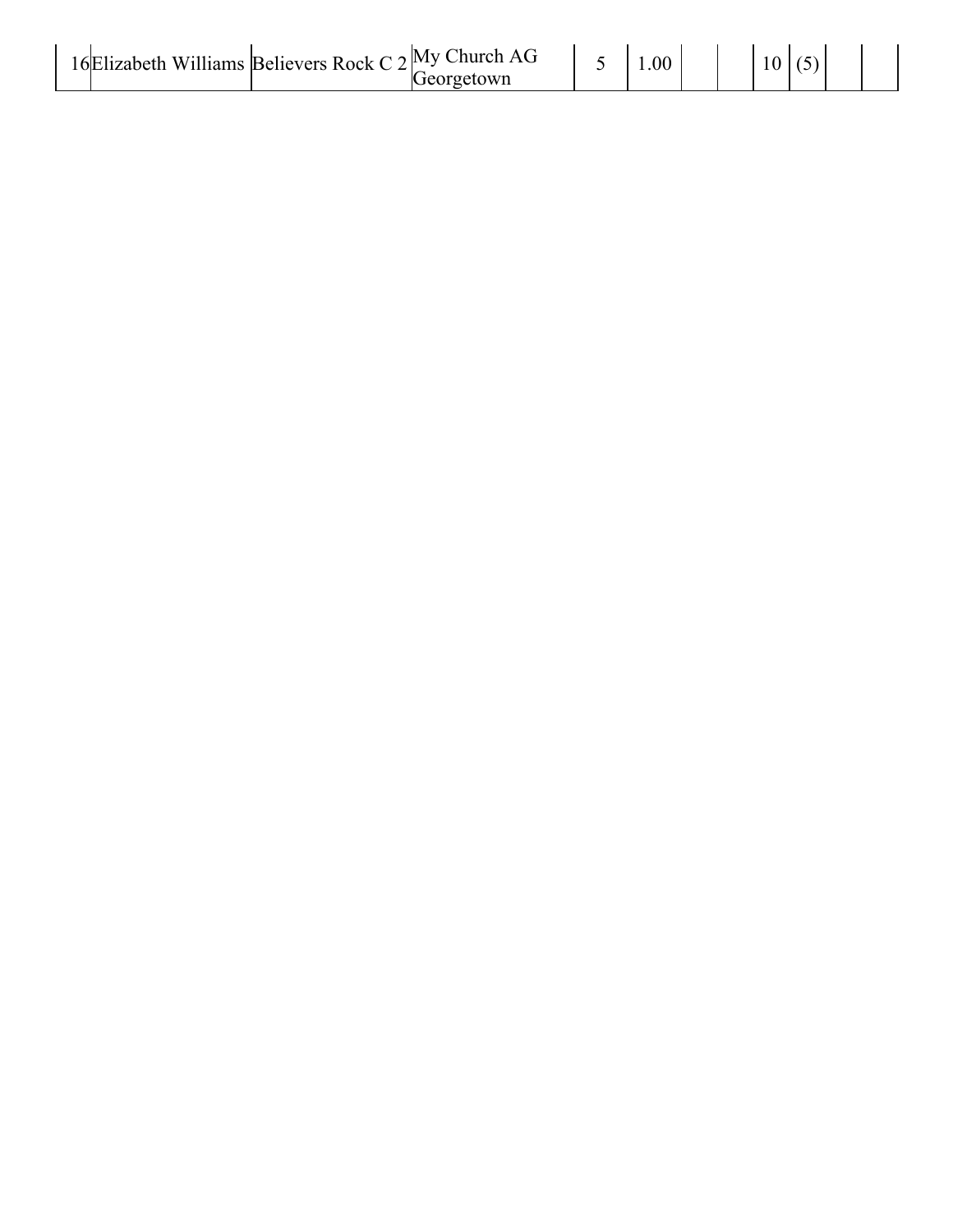|  |  |  |  |  |  |  |  |  |  |  |  |
|---|---|---|---|---|---|---|---|---|---|---|---|
| 16 | Elizabeth Williams | Believers Rock C 2 | My Church AG Georgetown | 5 | 1.00 |  |  | 10 | (5) |  |  |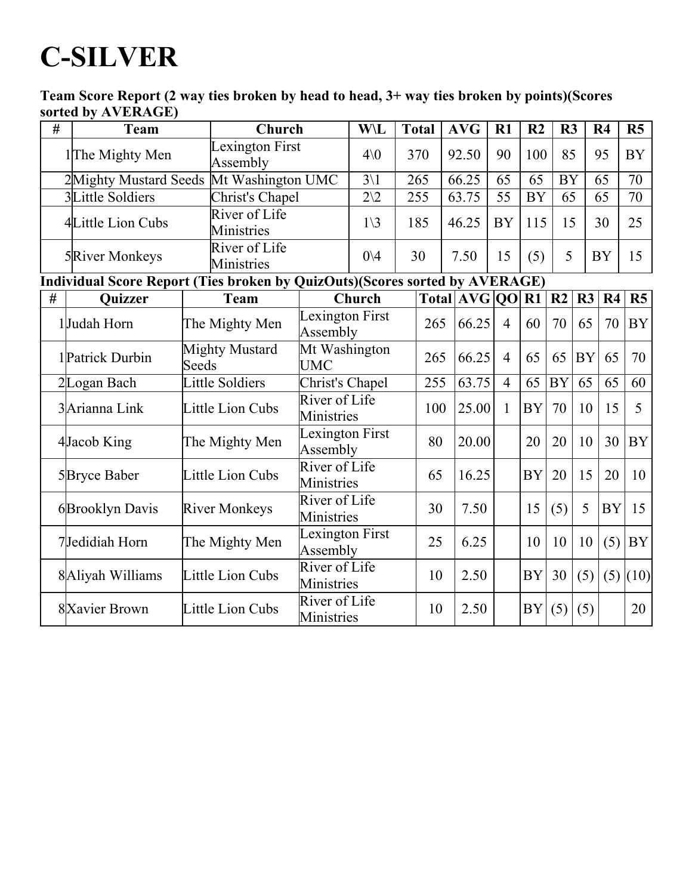# C-SILVER

**Team Score Report (2 way ties broken by head to head, 3+ way ties broken by points)(Scores sorted by AVERAGE)**

| # | Team | Church | W\L | Total | AVG | R1 | R2 | R3 | R4 | R5 |
|---|---|---|---|---|---|---|---|---|---|---|
| 1 | The Mighty Men | Lexington First Assembly | 4\0 | 370 | 92.50 | 90 | 100 | 85 | 95 | BY |
| 2 | Mighty Mustard Seeds | Mt Washington UMC | 3\1 | 265 | 66.25 | 65 | 65 | BY | 65 | 70 |
| 3 | Little Soldiers | Christ's Chapel | 2\2 | 255 | 63.75 | 55 | BY | 65 | 65 | 70 |
| 4 | Little Lion Cubs | River of Life Ministries | 1\3 | 185 | 46.25 | BY | 115 | 15 | 30 | 25 |
| 5 | River Monkeys | River of Life Ministries | 0\4 | 30 | 7.50 | 15 | (5) | 5 | BY | 15 |

**Individual Score Report (Ties broken by QuizOuts)(Scores sorted by AVERAGE)**

| # | Quizzer | Team | Church | Total | AVG | QO | R1 | R2 | R3 | R4 | R5 |
|---|---|---|---|---|---|---|---|---|---|---|---|
| 1 | Judah Horn | The Mighty Men | Lexington First Assembly | 265 | 66.25 | 4 | 60 | 70 | 65 | 70 | BY |
| 1 | Patrick Durbin | Mighty Mustard Seeds | Mt Washington UMC | 265 | 66.25 | 4 | 65 | 65 | BY | 65 | 70 |
| 2 | Logan Bach | Little Soldiers | Christ's Chapel | 255 | 63.75 | 4 | 65 | BY | 65 | 65 | 60 |
| 3 | Arianna Link | Little Lion Cubs | River of Life Ministries | 100 | 25.00 | 1 | BY | 70 | 10 | 15 | 5 |
| 4 | Jacob King | The Mighty Men | Lexington First Assembly | 80 | 20.00 | | 20 | 20 | 10 | 30 | BY |
| 5 | Bryce Baber | Little Lion Cubs | River of Life Ministries | 65 | 16.25 | | BY | 20 | 15 | 20 | 10 |
| 6 | Brooklyn Davis | River Monkeys | River of Life Ministries | 30 | 7.50 | | 15 | (5) | 5 | BY | 15 |
| 7 | Jedidiah Horn | The Mighty Men | Lexington First Assembly | 25 | 6.25 | | 10 | 10 | 10 | (5) | BY |
| 8 | Aliyah Williams | Little Lion Cubs | River of Life Ministries | 10 | 2.50 | | BY | 30 | (5) | (5) | (10) |
| 8 | Xavier Brown | Little Lion Cubs | River of Life Ministries | 10 | 2.50 | | BY | (5) | (5) | | 20 |